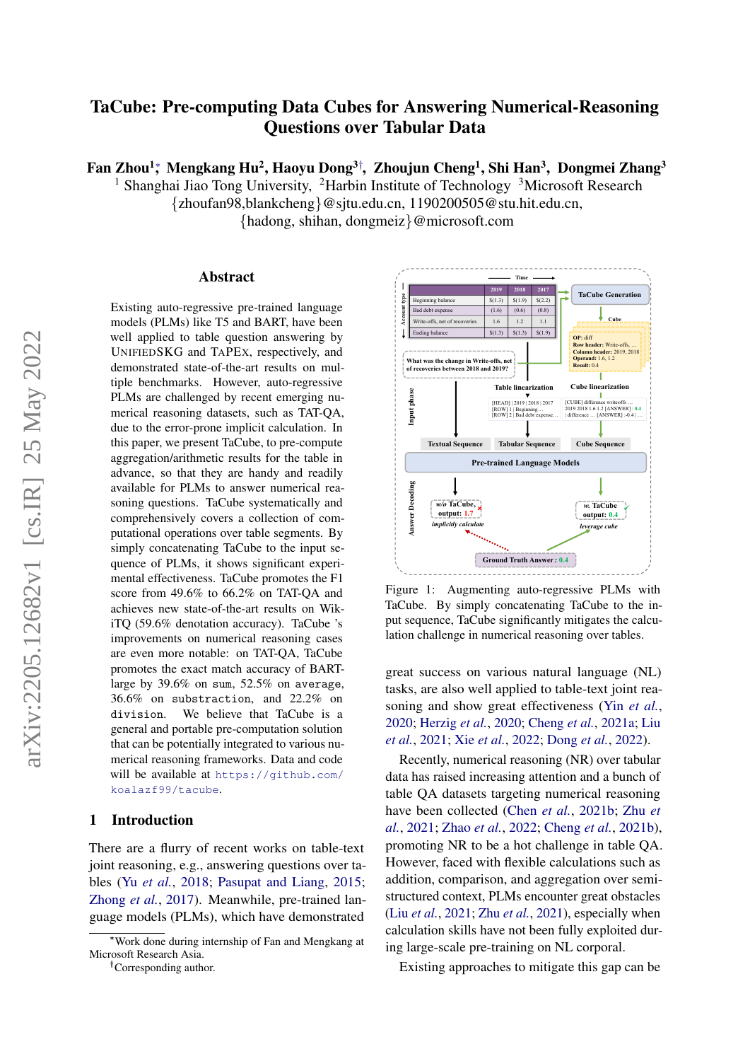# TaCube: Pre-computing Data Cubes for Answering Numerical-Reasoning Questions over Tabular Data

**Fan Zhou[1]*, Mengkang Hu[2], Haoyu Dong[3]†, Zhoujun Cheng[1], Shi Han[3], Dongmei Zhang[3]**

[1] Shanghai Jiao Tong University, [2]Harbin Institute of Technology [3]Microsoft Research

{zhoufan98,blankcheng}@sjtu.edu.cn, 1190200505@stu.hit.edu.cn,
{hadong, shihan, dongmeiz}@microsoft.com

## Abstract

Existing auto-regressive pre-trained language models (PLMs) like T5 and BART, have been well applied to table question answering by UNIFIEDSKG and TAPEX, respectively, and demonstrated state-of-the-art results on multiple benchmarks. However, auto-regressive PLMs are challenged by recent emerging numerical reasoning datasets, such as TAT-QA, due to the error-prone implicit calculation. In this paper, we present TaCube, to pre-compute aggregation/arithmetic results for the table in advance, so that they are handy and readily available for PLMs to answer numerical reasoning questions. TaCube systematically and comprehensively covers a collection of computational operations over table segments. By simply concatenating TaCube to the input sequence of PLMs, it shows significant experimental effectiveness. TaCube promotes the F1 score from 49.6% to 66.2% on TAT-QA and achieves new state-of-the-art results on WikiTQ (59.6% denotation accuracy). TaCube 's improvements on numerical reasoning cases are even more notable: on TAT-QA, TaCube promotes the exact match accuracy of BART-large by 39.6% on `sum`, 52.5% on `average`, 36.6% on `substraction`, and 22.2% on `division`. We believe that TaCube is a general and portable pre-computation solution that can be potentially integrated to various numerical reasoning frameworks. Data and code will be available at `https://github.com/koalazf99/tacube`.

## 1 Introduction

There are a flurry of recent works on table-text joint reasoning, e.g., answering questions over tables (Yu *et al.*, 2018; Pasupat and Liang, 2015; Zhong *et al.*, 2017). Meanwhile, pre-trained language models (PLMs), which have demonstrated great success on various natural language (NL) tasks, are also well applied to table-text joint reasoning and show great effectiveness (Yin *et al.*, 2020; Herzig *et al.*, 2020; Cheng *et al.*, 2021a; Liu *et al.*, 2021; Xie *et al.*, 2022; Dong *et al.*, 2022).

Figure 1: Augmenting auto-regressive PLMs with TaCube. By simply concatenating TaCube to the input sequence, TaCube significantly mitigates the calculation challenge in numerical reasoning over tables.

Recently, numerical reasoning (NR) over tabular data has raised increasing attention and a bunch of table QA datasets targeting numerical reasoning have been collected (Chen *et al.*, 2021b; Zhu *et al.*, 2021; Zhao *et al.*, 2022; Cheng *et al.*, 2021b), promoting NR to be a hot challenge in table QA. However, faced with flexible calculations such as addition, comparison, and aggregation over semi-structured context, PLMs encounter great obstacles (Liu *et al.*, 2021; Zhu *et al.*, 2021), especially when calculation skills have not been fully exploited during large-scale pre-training on NL corporal.

Existing approaches to mitigate this gap can be

*Work done during internship of Fan and Mengkang at Microsoft Research Asia.
†Corresponding author.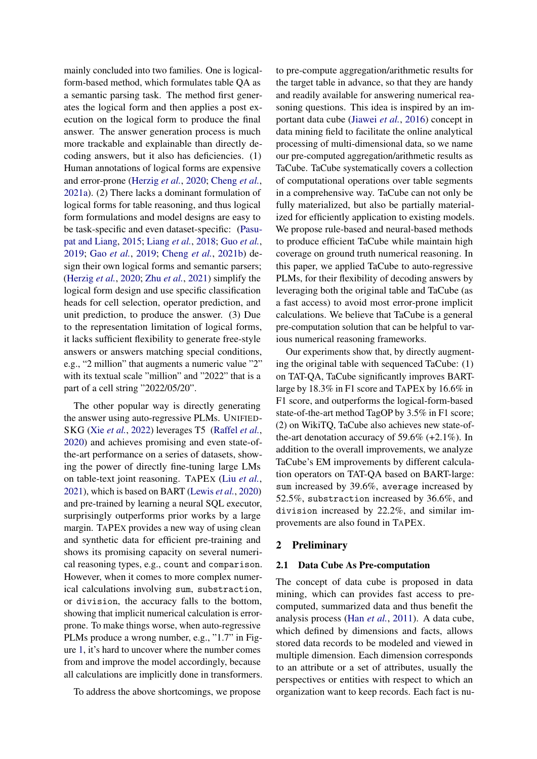mainly concluded into two families. One is logical-form-based method, which formulates table QA as a semantic parsing task. The method first generates the logical form and then applies a post execution on the logical form to produce the final answer. The answer generation process is much more trackable and explainable than directly decoding answers, but it also has deficiencies. (1) Human annotations of logical forms are expensive and error-prone (Herzig *et al.*, 2020; Cheng *et al.*, 2021a). (2) There lacks a dominant formulation of logical forms for table reasoning, and thus logical form formulations and model designs are easy to be task-specific and even dataset-specific: (Pasupat and Liang, 2015; Liang *et al.*, 2018; Guo *et al.*, 2019; Gao *et al.*, 2019; Cheng *et al.*, 2021b) design their own logical forms and semantic parsers; (Herzig *et al.*, 2020; Zhu *et al.*, 2021) simplify the logical form design and use specific classification heads for cell selection, operator prediction, and unit prediction, to produce the answer. (3) Due to the representation limitation of logical forms, it lacks sufficient flexibility to generate free-style answers or answers matching special conditions, e.g., "2 million" that augments a numeric value "2" with its textual scale "million" and "2022" that is a part of a cell string "2022/05/20".

The other popular way is directly generating the answer using auto-regressive PLMs. UNIFIEDSKG (Xie *et al.*, 2022) leverages T5 (Raffel *et al.*, 2020) and achieves promising and even state-of-the-art performance on a series of datasets, showing the power of directly fine-tuning large LMs on table-text joint reasoning. TAPEX (Liu *et al.*, 2021), which is based on BART (Lewis *et al.*, 2020) and pre-trained by learning a neural SQL executor, surprisingly outperforms prior works by a large margin. TAPEX provides a new way of using clean and synthetic data for efficient pre-training and shows its promising capacity on several numerical reasoning types, e.g., `count` and `comparison`. However, when it comes to more complex numerical calculations involving `sum`, `substraction`, or `division`, the accuracy falls to the bottom, showing that implicit numerical calculation is error-prone. To make things worse, when auto-regressive PLMs produce a wrong number, e.g., "1.7" in Figure 1, it's hard to uncover where the number comes from and improve the model accordingly, because all calculations are implicitly done in transformers.

To address the above shortcomings, we propose to pre-compute aggregation/arithmetic results for the target table in advance, so that they are handy and readily available for answering numerical reasoning questions. This idea is inspired by an important data cube (Jiawei *et al.*, 2016) concept in data mining field to facilitate the online analytical processing of multi-dimensional data, so we name our pre-computed aggregation/arithmetic results as TaCube. TaCube systematically covers a collection of computational operations over table segments in a comprehensive way. TaCube can not only be fully materialized, but also be partially materialized for efficiently application to existing models. We propose rule-based and neural-based methods to produce efficient TaCube while maintain high coverage on ground truth numerical reasoning. In this paper, we applied TaCube to auto-regressive PLMs, for their flexibility of decoding answers by leveraging both the original table and TaCube (as a fast access) to avoid most error-prone implicit calculations. We believe that TaCube is a general pre-computation solution that can be helpful to various numerical reasoning frameworks.

Our experiments show that, by directly augmenting the original table with sequenced TaCube: (1) on TAT-QA, TaCube significantly improves BART-large by 18.3% in F1 score and TAPEX by 16.6% in F1 score, and outperforms the logical-form-based state-of-the-art method TagOP by 3.5% in F1 score; (2) on WikiTQ, TaCube also achieves new state-of-the-art denotation accuracy of 59.6% (+2.1%). In addition to the overall improvements, we analyze TaCube's EM improvements by different calculation operators on TAT-QA based on BART-large: `sum` increased by 39.6%, `average` increased by 52.5%, `substraction` increased by 36.6%, and `division` increased by 22.2%, and similar improvements are also found in TAPEX.

## 2 Preliminary

### 2.1 Data Cube As Pre-computation

The concept of data cube is proposed in data mining, which can provides fast access to pre-computed, summarized data and thus benefit the analysis process (Han *et al.*, 2011). A data cube, which defined by dimensions and facts, allows stored data records to be modeled and viewed in multiple dimension. Each dimension corresponds to an attribute or a set of attributes, usually the perspectives or entities with respect to which an organization want to keep records. Each fact is nu-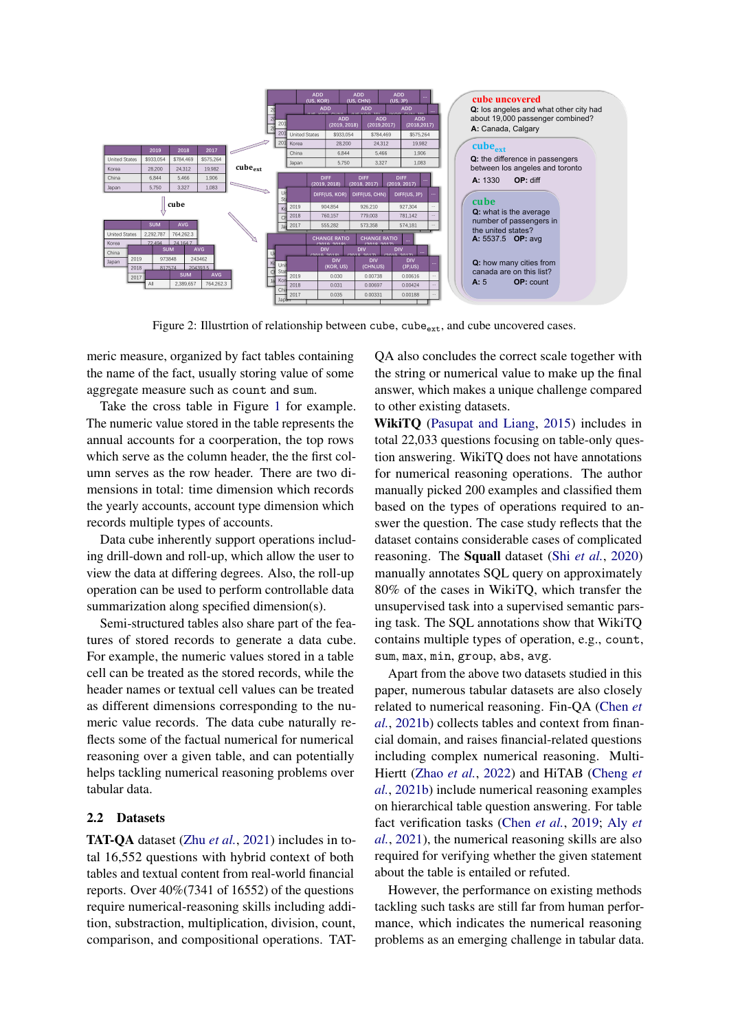Figure 2: Illustrtion of relationship between cube, $\text{cube}_{\text{ext}}$, and cube uncovered cases.

meric measure, organized by fact tables containing the name of the fact, usually storing value of some aggregate measure such as `count` and `sum`.

Take the cross table in Figure 1 for example. The numeric value stored in the table represents the annual accounts for a coorperation, the top rows which serve as the column header, the the first column serves as the row header. There are two dimensions in total: time dimension which records the yearly accounts, account type dimension which records multiple types of accounts.

Data cube inherently support operations including drill-down and roll-up, which allow the user to view the data at differing degrees. Also, the roll-up operation can be used to perform controllable data summarization along specified dimension(s).

Semi-structured tables also share part of the features of stored records to generate a data cube. For example, the numeric values stored in a table cell can be treated as the stored records, while the header names or textual cell values can be treated as different dimensions corresponding to the numeric value records. The data cube naturally reflects some of the factual numerical for numerical reasoning over a given table, and can potentially helps tackling numerical reasoning problems over tabular data.

## 2.2 Datasets

**TAT-QA** dataset (Zhu *et al.*, 2021) includes in total 16,552 questions with hybrid context of both tables and textual content from real-world financial reports. Over 40%(7341 of 16552) of the questions require numerical-reasoning skills including addition, substraction, multiplication, division, count, comparison, and compositional operations. TAT-QA also concludes the correct scale together with the string or numerical value to make up the final answer, which makes a unique challenge compared to other existing datasets.

**WikiTQ** (Pasupat and Liang, 2015) includes in total 22,033 questions focusing on table-only question answering. WikiTQ does not have annotations for numerical reasoning operations. The author manually picked 200 examples and classified them based on the types of operations required to answer the question. The case study reflects that the dataset contains considerable cases of complicated reasoning. The **Squall** dataset (Shi *et al.*, 2020) manually annotates SQL query on approximately 80% of the cases in WikiTQ, which transfer the unsupervised task into a supervised semantic parsing task. The SQL annotations show that WikiTQ contains multiple types of operation, e.g., `count`, `sum`, `max`, `min`, `group`, `abs`, `avg`.

Apart from the above two datasets studied in this paper, numerous tabular datasets are also closely related to numerical reasoning. Fin-QA (Chen *et al.*, 2021b) collects tables and context from financial domain, and raises financial-related questions including complex numerical reasoning. Multi-Hiertt (Zhao *et al.*, 2022) and HiTAB (Cheng *et al.*, 2021b) include numerical reasoning examples on hierarchical table question answering. For table fact verification tasks (Chen *et al.*, 2019; Aly *et al.*, 2021), the numerical reasoning skills are also required for verifying whether the given statement about the table is entailed or refuted.

However, the performance on existing methods tackling such tasks are still far from human performance, which indicates the numerical reasoning problems as an emerging challenge in tabular data.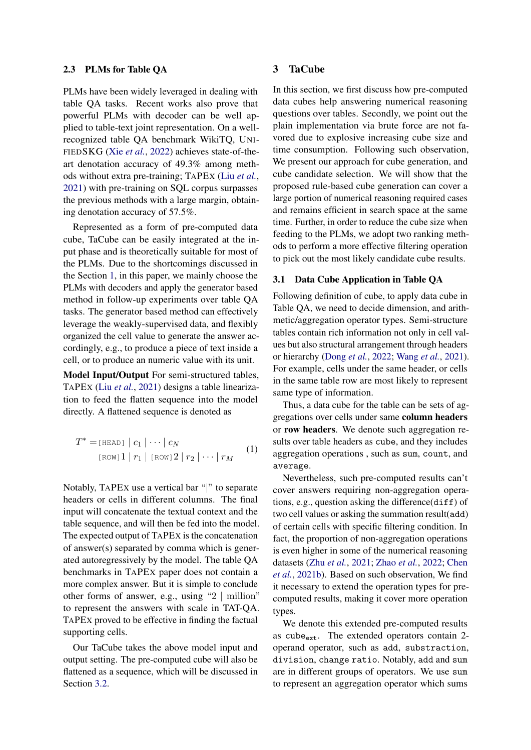### 2.3 PLMs for Table QA

PLMs have been widely leveraged in dealing with table QA tasks. Recent works also prove that powerful PLMs with decoder can be well applied to table-text joint representation. On a well-recognized table QA benchmark WikiTQ, UNIFIEDSKG (Xie *et al.*, 2022) achieves state-of-the-art denotation accuracy of 49.3% among methods without extra pre-training; TAPEX (Liu *et al.*, 2021) with pre-training on SQL corpus surpasses the previous methods with a large margin, obtaining denotation accuracy of 57.5%.

Represented as a form of pre-computed data cube, TaCube can be easily integrated at the input phase and is theoretically suitable for most of the PLMs. Due to the shortcomings discussed in the Section 1, in this paper, we mainly choose the PLMs with decoders and apply the generator based method in follow-up experiments over table QA tasks. The generator based method can effectively leverage the weakly-supervised data, and flexibly organized the cell value to generate the answer accordingly, e.g., to produce a piece of text inside a cell, or to produce an numeric value with its unit.

**Model Input/Output** For semi-structured tables, TAPEX (Liu *et al.*, 2021) designs a table linearization to feed the flatten sequence into the model directly. A flattened sequence is denoted as

$$T^* = \texttt{[HEAD]} \mid c_1 \mid \cdots \mid c_N \quad \texttt{[ROW]}\, 1 \mid r_1 \mid \texttt{[ROW]}\, 2 \mid r_2 \mid \cdots \mid r_M \tag{1}$$

Notably, TAPEX use a vertical bar "|" to separate headers or cells in different columns. The final input will concatenate the textual context and the table sequence, and will then be fed into the model. The expected output of TAPEX is the concatenation of answer(s) separated by comma which is generated autoregressively by the model. The table QA benchmarks in TAPEX paper does not contain a more complex answer. But it is simple to conclude other forms of answer, e.g., using "2 | million" to represent the answers with scale in TAT-QA. TAPEX proved to be effective in finding the factual supporting cells.

Our TaCube takes the above model input and output setting. The pre-computed cube will also be flattened as a sequence, which will be discussed in Section 3.2.

## 3 TaCube

In this section, we first discuss how pre-computed data cubes help answering numerical reasoning questions over tables. Secondly, we point out the plain implementation via brute force are not favored due to explosive increasing cube size and time consumption. Following such observation, We present our approach for cube generation, and cube candidate selection. We will show that the proposed rule-based cube generation can cover a large portion of numerical reasoning required cases and remains efficient in search space at the same time. Further, in order to reduce the cube size when feeding to the PLMs, we adopt two ranking methods to perform a more effective filtering operation to pick out the most likely candidate cube results.

### 3.1 Data Cube Application in Table QA

Following definition of cube, to apply data cube in Table QA, we need to decide dimension, and arithmetic/aggregation operator types. Semi-structure tables contain rich information not only in cell values but also structural arrangement through headers or hierarchy (Dong *et al.*, 2022; Wang *et al.*, 2021). For example, cells under the same header, or cells in the same table row are most likely to represent same type of information.

Thus, a data cube for the table can be sets of aggregations over cells under same **column headers** or **row headers**. We denote such aggregation results over table headers as `cube`, and they includes aggregation operations , such as `sum`, `count`, and `average`.

Nevertheless, such pre-computed results can't cover answers requiring non-aggregation operations, e.g., question asking the difference(`diff`) of two cell values or asking the summation result(`add`) of certain cells with specific filtering condition. In fact, the proportion of non-aggregation operations is even higher in some of the numerical reasoning datasets (Zhu *et al.*, 2021; Zhao *et al.*, 2022; Chen *et al.*, 2021b). Based on such observation, We find it necessary to extend the operation types for pre-computed results, making it cover more operation types.

We denote this extended pre-computed results as $\texttt{cube}_{\texttt{ext}}$. The extended operators contain 2-operand operator, such as `add`, `substraction`, `division`, `change ratio`. Notably, `add` and `sum` are in different groups of operators. We use `sum` to represent an aggregation operator which sums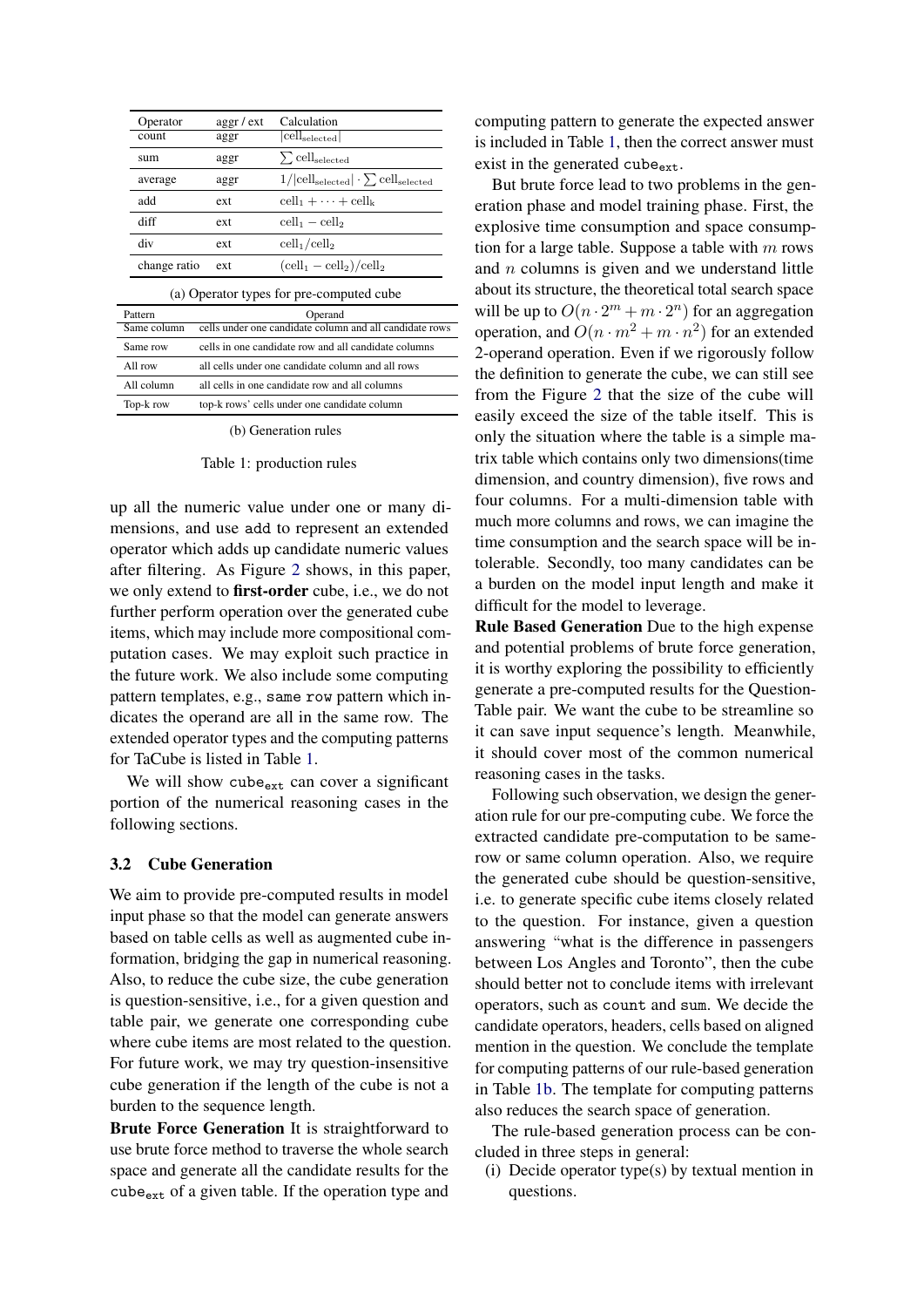| Operator | aggr / ext | Calculation |
|---|---|---|
| count | aggr | $\lvert \text{cell}_{\text{selected}} \rvert$ |
| sum | aggr | $\sum \text{cell}_{\text{selected}}$ |
| average | aggr | $1/\lvert \text{cell}_{\text{selected}} \rvert \cdot \sum \text{cell}_{\text{selected}}$ |
| add | ext | $\text{cell}_1 + \cdots + \text{cell}_\text{k}$ |
| diff | ext | $\text{cell}_1 - \text{cell}_2$ |
| div | ext | $\text{cell}_1 / \text{cell}_2$ |
| change ratio | ext | $(\text{cell}_1 - \text{cell}_2)/\text{cell}_2$ |

(a) Operator types for pre-computed cube

| Pattern | Operand |
|---|---|
| Same column | cells under one candidate column and all candidate rows |
| Same row | cells in one candidate row and all candidate columns |
| All row | all cells under one candidate column and all rows |
| All column | all cells in one candidate row and all columns |
| Top-k row | top-k rows' cells under one candidate column |

(b) Generation rules

Table 1: production rules

up all the numeric value under one or many dimensions, and use `add` to represent an extended operator which adds up candidate numeric values after filtering. As Figure 2 shows, in this paper, we only extend to **first-order** cube, i.e., we do not further perform operation over the generated cube items, which may include more compositional computation cases. We may exploit such practice in the future work. We also include some computing pattern templates, e.g., `same row` pattern which indicates the operand are all in the same row. The extended operator types and the computing patterns for TaCube is listed in Table 1.

We will show $\texttt{cube}_{\texttt{ext}}$ can cover a significant portion of the numerical reasoning cases in the following sections.

### 3.2 Cube Generation

We aim to provide pre-computed results in model input phase so that the model can generate answers based on table cells as well as augmented cube information, bridging the gap in numerical reasoning. Also, to reduce the cube size, the cube generation is question-sensitive, i.e., for a given question and table pair, we generate one corresponding cube where cube items are most related to the question. For future work, we may try question-insensitive cube generation if the length of the cube is not a burden to the sequence length.

**Brute Force Generation** It is straightforward to use brute force method to traverse the whole search space and generate all the candidate results for the $\texttt{cube}_{\texttt{ext}}$ of a given table. If the operation type and computing pattern to generate the expected answer is included in Table 1, then the correct answer must exist in the generated $\texttt{cube}_{\texttt{ext}}$.

But brute force lead to two problems in the generation phase and model training phase. First, the explosive time consumption and space consumption for a large table. Suppose a table with $m$ rows and $n$ columns is given and we understand little about its structure, the theoretical total search space will be up to $O(n \cdot 2^m + m \cdot 2^n)$ for an aggregation operation, and $O(n \cdot m^2 + m \cdot n^2)$ for an extended 2-operand operation. Even if we rigorously follow the definition to generate the cube, we can still see from the Figure 2 that the size of the cube will easily exceed the size of the table itself. This is only the situation where the table is a simple matrix table which contains only two dimensions(time dimension, and country dimension), five rows and four columns. For a multi-dimension table with much more columns and rows, we can imagine the time consumption and the search space will be intolerable. Secondly, too many candidates can be a burden on the model input length and make it difficult for the model to leverage.

**Rule Based Generation** Due to the high expense and potential problems of brute force generation, it is worthy exploring the possibility to efficiently generate a pre-computed results for the Question-Table pair. We want the cube to be streamline so it can save input sequence's length. Meanwhile, it should cover most of the common numerical reasoning cases in the tasks.

Following such observation, we design the generation rule for our pre-computing cube. We force the extracted candidate pre-computation to be same-row or same column operation. Also, we require the generated cube should be question-sensitive, i.e. to generate specific cube items closely related to the question. For instance, given a question answering "what is the difference in passengers between Los Angles and Toronto", then the cube should better not to conclude items with irrelevant operators, such as `count` and `sum`. We decide the candidate operators, headers, cells based on aligned mention in the question. We conclude the template for computing patterns of our rule-based generation in Table 1b. The template for computing patterns also reduces the search space of generation.

The rule-based generation process can be concluded in three steps in general:

(i) Decide operator type(s) by textual mention in questions.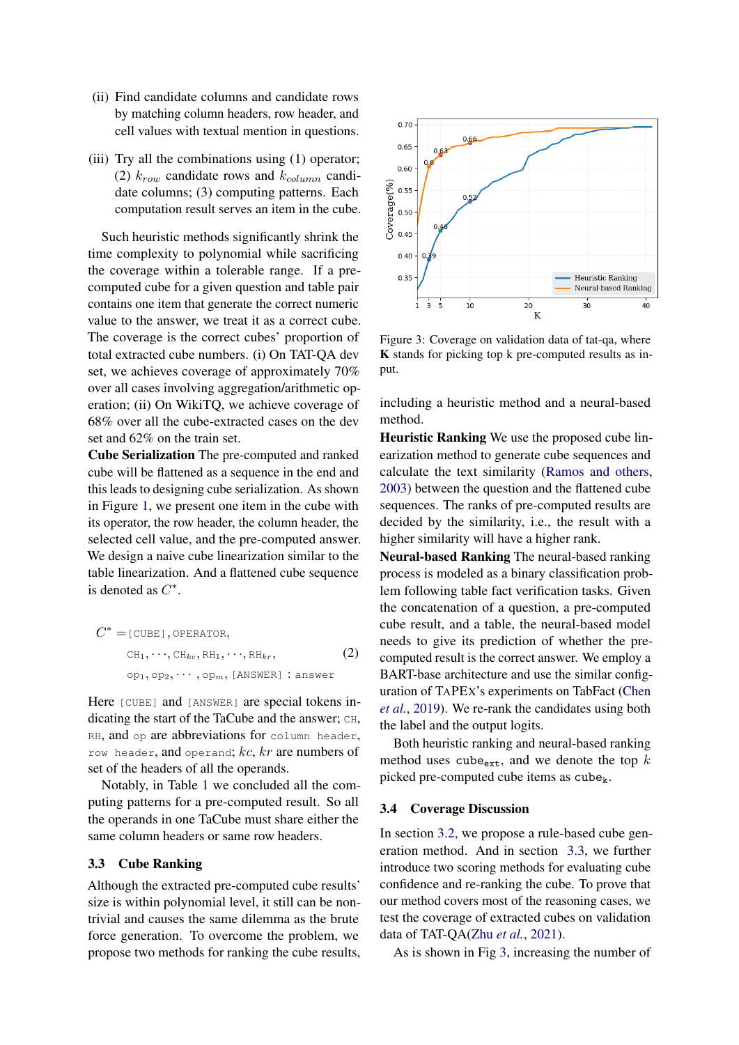(ii) Find candidate columns and candidate rows by matching column headers, row header, and cell values with textual mention in questions.

(iii) Try all the combinations using (1) operator; (2) $k_{row}$ candidate rows and $k_{column}$ candidate columns; (3) computing patterns. Each computation result serves an item in the cube.

Such heuristic methods significantly shrink the time complexity to polynomial while sacrificing the coverage within a tolerable range. If a pre-computed cube for a given question and table pair contains one item that generate the correct numeric value to the answer, we treat it as a correct cube. The coverage is the correct cubes' proportion of total extracted cube numbers. (i) On TAT-QA dev set, we achieve coverage of approximately 70% over all cases involving aggregation/arithmetic operation; (ii) On WikiTQ, we achieve coverage of 68% over all the cube-extracted cases on the dev set and 62% on the train set.

**Cube Serialization** The pre-computed and ranked cube will be flattened as a sequence in the end and this leads to designing cube serialization. As shown in Figure 1, we present one item in the cube with its operator, the row header, the column header, the selected cell value, and the pre-computed answer. We design a naive cube linearization similar to the table linearization. And a flattened cube sequence is denoted as $C^*$.

$$
\begin{aligned}
C^* = & \texttt{[CUBE]}, \texttt{OPERATOR}, \\
& \texttt{CH}_1, \cdots, \texttt{CH}_{kc}, \texttt{RH}_1, \cdots, \texttt{RH}_{kr}, \\
& \texttt{op}_1, \texttt{op}_2, \cdots, \texttt{op}_m, \texttt{[ANSWER]} : \texttt{answer}
\end{aligned} \tag{2}
$$

Here `[CUBE]` and `[ANSWER]` are special tokens indicating the start of the TaCube and the answer; `CH`, `RH`, and `op` are abbreviations for `column header`, `row header`, and `operand`; $kc$, $kr$ are numbers of set of the headers of all the operands.

Notably, in Table 1 we concluded all the computing patterns for a pre-computed result. So all the operands in one TaCube must share either the same column headers or same row headers.

### 3.3 Cube Ranking

Although the extracted pre-computed cube results' size is within polynomial level, it still can be nontrivial and causes the same dilemma as the brute force generation. To overcome the problem, we propose two methods for ranking the cube results, including a heuristic method and a neural-based method.

Figure 3: Coverage on validation data of tat-qa, where **K** stands for picking top k pre-computed results as input.

**Heuristic Ranking** We use the proposed cube linearization method to generate cube sequences and calculate the text similarity (Ramos and others, 2003) between the question and the flattened cube sequences. The ranks of pre-computed results are decided by the similarity, i.e., the result with a higher similarity will have a higher rank.

**Neural-based Ranking** The neural-based ranking process is modeled as a binary classification problem following table fact verification tasks. Given the concatenation of a question, a pre-computed cube result, and a table, the neural-based model needs to give its prediction of whether the pre-computed result is the correct answer. We employ a BART-base architecture and use the similar configuration of TAPEX's experiments on TabFact (Chen *et al.*, 2019). We re-rank the candidates using both the label and the output logits.

Both heuristic ranking and neural-based ranking method uses $\texttt{cube}_{\texttt{ext}}$, and we denote the top $k$ picked pre-computed cube items as $\texttt{cube}_{\texttt{k}}$.

### 3.4 Coverage Discussion

In section 3.2, we propose a rule-based cube generation method. And in section 3.3, we further introduce two scoring methods for evaluating cube confidence and re-ranking the cube. To prove that our method covers most of the reasoning cases, we test the coverage of extracted cubes on validation data of TAT-QA(Zhu *et al.*, 2021).

As is shown in Fig 3, increasing the number of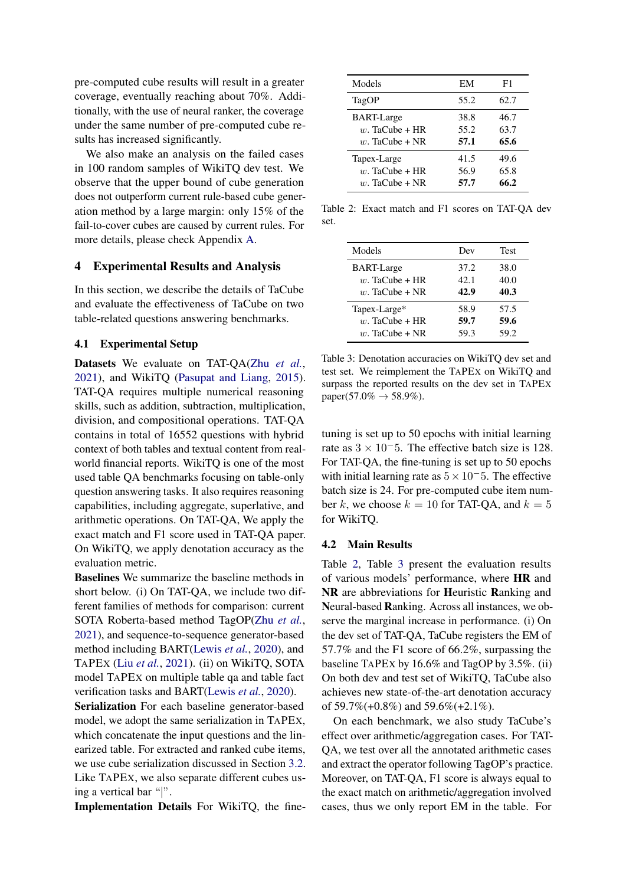pre-computed cube results will result in a greater coverage, eventually reaching about 70%. Additionally, with the use of neural ranker, the coverage under the same number of pre-computed cube results has increased significantly.

We also make an analysis on the failed cases in 100 random samples of WikiTQ dev test. We observe that the upper bound of cube generation does not outperform current rule-based cube generation method by a large margin: only 15% of the fail-to-cover cubes are caused by current rules. For more details, please check Appendix A.

## 4 Experimental Results and Analysis

In this section, we describe the details of TaCube and evaluate the effectiveness of TaCube on two table-related questions answering benchmarks.

### 4.1 Experimental Setup

**Datasets** We evaluate on TAT-QA(Zhu *et al.*, 2021), and WikiTQ (Pasupat and Liang, 2015). TAT-QA requires multiple numerical reasoning skills, such as addition, subtraction, multiplication, division, and compositional operations. TAT-QA contains in total of 16552 questions with hybrid context of both tables and textual content from real-world financial reports. WikiTQ is one of the most used table QA benchmarks focusing on table-only question answering tasks. It also requires reasoning capabilities, including aggregate, superlative, and arithmetic operations. On TAT-QA, We apply the exact match and F1 score used in TAT-QA paper. On WikiTQ, we apply denotation accuracy as the evaluation metric.

**Baselines** We summarize the baseline methods in short below. (i) On TAT-QA, we include two different families of methods for comparison: current SOTA Roberta-based method TagOP(Zhu *et al.*, 2021), and sequence-to-sequence generator-based method including BART(Lewis *et al.*, 2020), and TAPEX (Liu *et al.*, 2021). (ii) on WikiTQ, SOTA model TAPEX on multiple table qa and table fact verification tasks and BART(Lewis *et al.*, 2020).

**Serialization** For each baseline generator-based model, we adopt the same serialization in TAPEX, which concatenate the input questions and the linearized table. For extracted and ranked cube items, we use cube serialization discussed in Section 3.2. Like TAPEX, we also separate different cubes using a vertical bar "|".

**Implementation Details** For WikiTQ, the fine-tuning is set up to 50 epochs with initial learning rate as $3 \times 10^{-5}$. The effective batch size is 128. For TAT-QA, the fine-tuning is set up to 50 epochs with initial learning rate as $5 \times 10^{-5}$. The effective batch size is 24. For pre-computed cube item number $k$, we choose $k = 10$ for TAT-QA, and $k = 5$ for WikiTQ.

| Models | EM | F1 |
|---|---|---|
| TagOP | 55.2 | 62.7 |
| BART-Large | 38.8 | 46.7 |
| $w$. TaCube + HR | 55.2 | 63.7 |
| $w$. TaCube + NR | **57.1** | **65.6** |
| Tapex-Large | 41.5 | 49.6 |
| $w$. TaCube + HR | 56.9 | 65.8 |
| $w$. TaCube + NR | **57.7** | **66.2** |

Table 2: Exact match and F1 scores on TAT-QA dev set.

| Models | Dev | Test |
|---|---|---|
| BART-Large | 37.2 | 38.0 |
| $w$. TaCube + HR | 42.1 | 40.0 |
| $w$. TaCube + NR | **42.9** | **40.3** |
| Tapex-Large* | 58.9 | 57.5 |
| $w$. TaCube + HR | **59.7** | **59.6** |
| $w$. TaCube + NR | 59.3 | 59.2 |

Table 3: Denotation accuracies on WikiTQ dev set and test set. We reimplement the TAPEX on WikiTQ and surpass the reported results on the dev set in TAPEX paper(57.0% → 58.9%).

### 4.2 Main Results

Table 2, Table 3 present the evaluation results of various models' performance, where **HR** and **NR** are abbreviations for **H**euristic **R**anking and **N**eural-based **R**anking. Across all instances, we observe the marginal increase in performance. (i) On the dev set of TAT-QA, TaCube registers the EM of 57.7% and the F1 score of 66.2%, surpassing the baseline TAPEX by 16.6% and TagOP by 3.5%. (ii) On both dev and test set of WikiTQ, TaCube also achieves new state-of-the-art denotation accuracy of 59.7%(+0.8%) and 59.6%(+2.1%).

On each benchmark, we also study TaCube's effect over arithmetic/aggregation cases. For TAT-QA, we test over all the annotated arithmetic cases and extract the operator following TagOP's practice. Moreover, on TAT-QA, F1 score is always equal to the exact match on arithmetic/aggregation involved cases, thus we only report EM in the table. For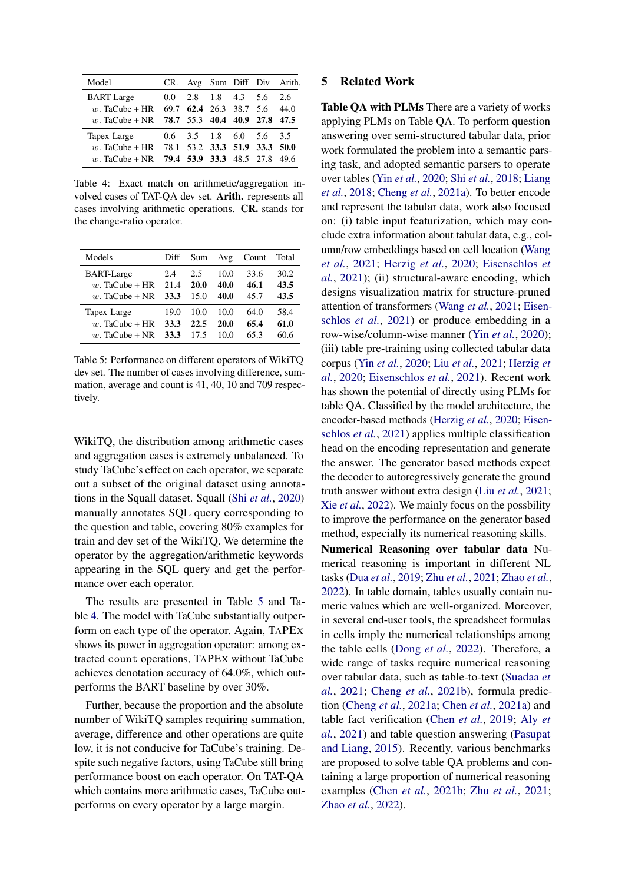| Model | CR. | Avg | Sum | Diff | Div | Arith. |
|---|---|---|---|---|---|---|
| BART-Large | 0.0 | 2.8 | 1.8 | 4.3 | 5.6 | 2.6 |
| *w.* TaCube + HR | 69.7 | **62.4** | 26.3 | 38.7 | 5.6 | 44.0 |
| *w.* TaCube + NR | **78.7** | 55.3 | **40.4** | **40.9** | **27.8** | **47.5** |
| Tapex-Large | 0.6 | 3.5 | 1.8 | 6.0 | 5.6 | 3.5 |
| *w.* TaCube + HR | 78.1 | 53.2 | **33.3** | **51.9** | **33.3** | **50.0** |
| *w.* TaCube + NR | **79.4** | **53.9** | **33.3** | 48.5 | 27.8 | 49.6 |

Table 4: Exact match on arithmetic/aggregation involved cases of TAT-QA dev set. **Arith.** represents all cases involving arithmetic operations. **CR.** stands for the **c**hange-**r**atio operator.

| Models | Diff | Sum | Avg | Count | Total |
|---|---|---|---|---|---|
| BART-Large | 2.4 | 2.5 | 10.0 | 33.6 | 30.2 |
| *w.* TaCube + HR | 21.4 | **20.0** | **40.0** | **46.1** | **43.5** |
| *w.* TaCube + NR | **33.3** | 15.0 | **40.0** | 45.7 | **43.5** |
| Tapex-Large | 19.0 | 10.0 | 10.0 | 64.0 | 58.4 |
| *w.* TaCube + HR | **33.3** | **22.5** | **20.0** | **65.4** | **61.0** |
| *w.* TaCube + NR | **33.3** | 17.5 | 10.0 | 65.3 | 60.6 |

Table 5: Performance on different operators of WikiTQ dev set. The number of cases involving difference, summation, average and count is 41, 40, 10 and 709 respectively.

WikiTQ, the distribution among arithmetic cases and aggregation cases is extremely unbalanced. To study TaCube's effect on each operator, we separate out a subset of the original dataset using annotations in the Squall dataset. Squall (Shi *et al.*, 2020) manually annotates SQL query corresponding to the question and table, covering 80% examples for train and dev set of the WikiTQ. We determine the operator by the aggregation/arithmetic keywords appearing in the SQL query and get the performance over each operator.

The results are presented in Table 5 and Table 4. The model with TaCube substantially outperform on each type of the operator. Again, TAPEX shows its power in aggregation operator: among extracted `count` operations, TAPEX without TaCube achieves denotation accuracy of 64.0%, which outperforms the BART baseline by over 30%.

Further, because the proportion and the absolute number of WikiTQ samples requiring summation, average, difference and other operations are quite low, it is not conducive for TaCube's training. Despite such negative factors, using TaCube still bring performance boost on each operator. On TAT-QA which contains more arithmetic cases, TaCube outperforms on every operator by a large margin.

## 5 Related Work

**Table QA with PLMs** There are a variety of works applying PLMs on Table QA. To perform question answering over semi-structured tabular data, prior work formulated the problem into a semantic parsing task, and adopted semantic parsers to operate over tables (Yin *et al.*, 2020; Shi *et al.*, 2018; Liang *et al.*, 2018; Cheng *et al.*, 2021a). To better encode and represent the tabular data, work also focused on: (i) table input featurization, which may conclude extra information about tabular data, e.g., column/row embeddings based on cell location (Wang *et al.*, 2021; Herzig *et al.*, 2020; Eisenschlos *et al.*, 2021); (ii) structural-aware encoding, which designs visualization matrix for structure-pruned attention of transformers (Wang *et al.*, 2021; Eisenschlos *et al.*, 2021) or produce embedding in a row-wise/column-wise manner (Yin *et al.*, 2020); (iii) table pre-training using collected tabular data corpus (Yin *et al.*, 2020; Liu *et al.*, 2021; Herzig *et al.*, 2020; Eisenschlos *et al.*, 2021). Recent work has shown the potential of directly using PLMs for table QA. Classified by the model architecture, the encoder-based methods (Herzig *et al.*, 2020; Eisenschlos *et al.*, 2021) applies multiple classification head on the encoding representation and generate the answer. The generator based methods expect the decoder to autoregressively generate the ground truth answer without extra design (Liu *et al.*, 2021; Xie *et al.*, 2022). We mainly focus on the possbility to improve the performance on the generator based method, especially its numerical reasoning skills.

**Numerical Reasoning over tabular data** Numerical reasoning is important in different NL tasks (Dua *et al.*, 2019; Zhu *et al.*, 2021; Zhao *et al.*, 2022). In table domain, tables usually contain numeric values which are well-organized. Moreover, in several end-user tools, the spreadsheet formulas in cells imply the numerical relationships among the table cells (Dong *et al.*, 2022). Therefore, a wide range of tasks require numerical reasoning over tabular data, such as table-to-text (Suadaa *et al.*, 2021; Cheng *et al.*, 2021b), formula prediction (Cheng *et al.*, 2021a; Chen *et al.*, 2021a) and table fact verification (Chen *et al.*, 2019; Aly *et al.*, 2021) and table question answering (Pasupat and Liang, 2015). Recently, various benchmarks are proposed to solve table QA problems and containing a large proportion of numerical reasoning examples (Chen *et al.*, 2021b; Zhu *et al.*, 2021; Zhao *et al.*, 2022).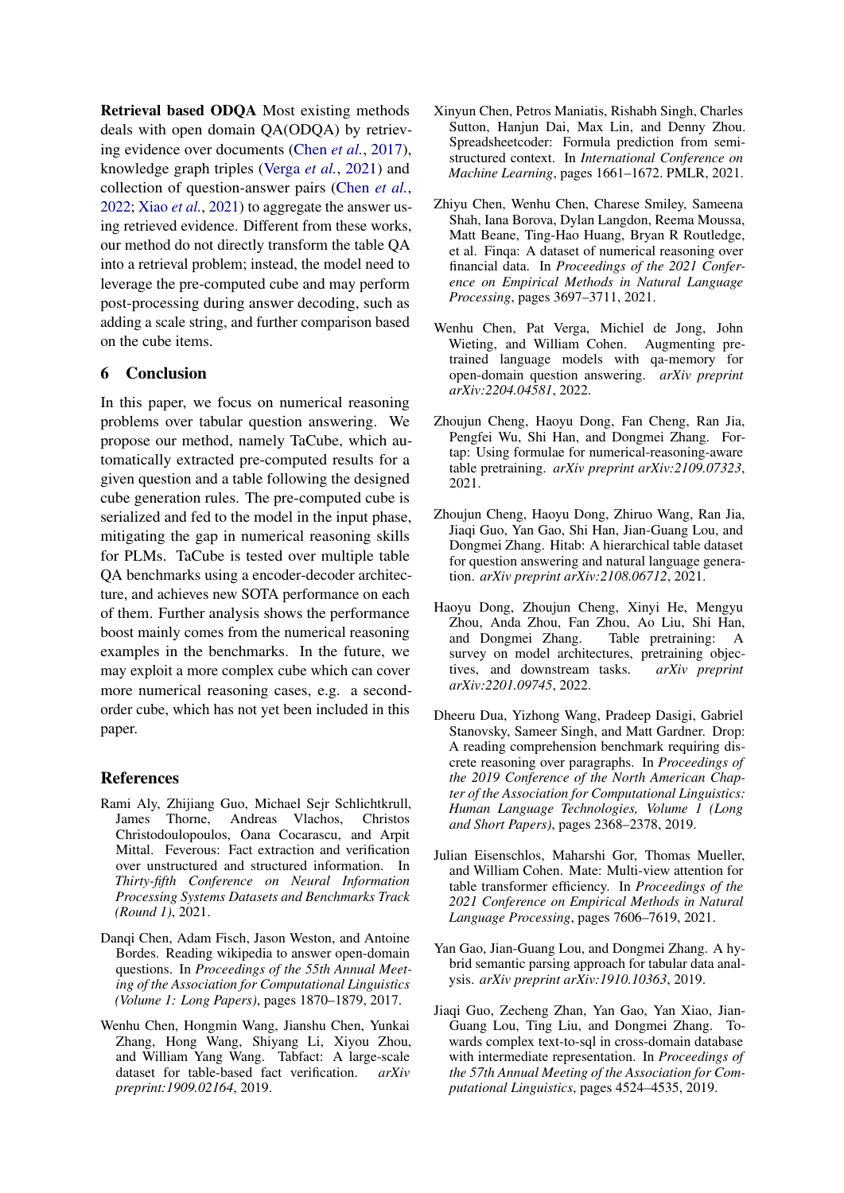**Retrieval based ODQA** Most existing methods deals with open domain QA(ODQA) by retrieving evidence over documents (Chen *et al.*, 2017), knowledge graph triples (Verga *et al.*, 2021) and collection of question-answer pairs (Chen *et al.*, 2022; Xiao *et al.*, 2021) to aggregate the answer using retrieved evidence. Different from these works, our method do not directly transform the table QA into a retrieval problem; instead, the model need to leverage the pre-computed cube and may perform post-processing during answer decoding, such as adding a scale string, and further comparison based on the cube items.

## 6 Conclusion

In this paper, we focus on numerical reasoning problems over tabular question answering. We propose our method, namely TaCube, which automatically extracted pre-computed results for a given question and a table following the designed cube generation rules. The pre-computed cube is serialized and fed to the model in the input phase, mitigating the gap in numerical reasoning skills for PLMs. TaCube is tested over multiple table QA benchmarks using a encoder-decoder architecture, and achieves new SOTA performance on each of them. Further analysis shows the performance boost mainly comes from the numerical reasoning examples in the benchmarks. In the future, we may exploit a more complex cube which can cover more numerical reasoning cases, e.g. a second-order cube, which has not yet been included in this paper.

## References

Rami Aly, Zhijiang Guo, Michael Sejr Schlichtkrull, James Thorne, Andreas Vlachos, Christos Christodoulopoulos, Oana Cocarascu, and Arpit Mittal. Feverous: Fact extraction and verification over unstructured and structured information. In *Thirty-fifth Conference on Neural Information Processing Systems Datasets and Benchmarks Track (Round 1)*, 2021.

Danqi Chen, Adam Fisch, Jason Weston, and Antoine Bordes. Reading wikipedia to answer open-domain questions. In *Proceedings of the 55th Annual Meeting of the Association for Computational Linguistics (Volume 1: Long Papers)*, pages 1870–1879, 2017.

Wenhu Chen, Hongmin Wang, Jianshu Chen, Yunkai Zhang, Hong Wang, Shiyang Li, Xiyou Zhou, and William Yang Wang. Tabfact: A large-scale dataset for table-based fact verification. *arXiv preprint:1909.02164*, 2019.

Xinyun Chen, Petros Maniatis, Rishabh Singh, Charles Sutton, Hanjun Dai, Max Lin, and Denny Zhou. Spreadsheetcoder: Formula prediction from semi-structured context. In *International Conference on Machine Learning*, pages 1661–1672. PMLR, 2021.

Zhiyu Chen, Wenhu Chen, Charese Smiley, Sameena Shah, Iana Borova, Dylan Langdon, Reema Moussa, Matt Beane, Ting-Hao Huang, Bryan R Routledge, et al. Finqa: A dataset of numerical reasoning over financial data. In *Proceedings of the 2021 Conference on Empirical Methods in Natural Language Processing*, pages 3697–3711, 2021.

Wenhu Chen, Pat Verga, Michiel de Jong, John Wieting, and William Cohen. Augmenting pre-trained language models with qa-memory for open-domain question answering. *arXiv preprint arXiv:2204.04581*, 2022.

Zhoujun Cheng, Haoyu Dong, Fan Cheng, Ran Jia, Pengfei Wu, Shi Han, and Dongmei Zhang. Fortap: Using formulae for numerical-reasoning-aware table pretraining. *arXiv preprint arXiv:2109.07323*, 2021.

Zhoujun Cheng, Haoyu Dong, Zhiruo Wang, Ran Jia, Jiaqi Guo, Yan Gao, Shi Han, Jian-Guang Lou, and Dongmei Zhang. Hitab: A hierarchical table dataset for question answering and natural language generation. *arXiv preprint arXiv:2108.06712*, 2021.

Haoyu Dong, Zhoujun Cheng, Xinyi He, Mengyu Zhou, Anda Zhou, Fan Zhou, Ao Liu, Shi Han, and Dongmei Zhang. Table pretraining: A survey on model architectures, pretraining objectives, and downstream tasks. *arXiv preprint arXiv:2201.09745*, 2022.

Dheeru Dua, Yizhong Wang, Pradeep Dasigi, Gabriel Stanovsky, Sameer Singh, and Matt Gardner. Drop: A reading comprehension benchmark requiring discrete reasoning over paragraphs. In *Proceedings of the 2019 Conference of the North American Chapter of the Association for Computational Linguistics: Human Language Technologies, Volume 1 (Long and Short Papers)*, pages 2368–2378, 2019.

Julian Eisenschlos, Maharshi Gor, Thomas Mueller, and William Cohen. Mate: Multi-view attention for table transformer efficiency. In *Proceedings of the 2021 Conference on Empirical Methods in Natural Language Processing*, pages 7606–7619, 2021.

Yan Gao, Jian-Guang Lou, and Dongmei Zhang. A hybrid semantic parsing approach for tabular data analysis. *arXiv preprint arXiv:1910.10363*, 2019.

Jiaqi Guo, Zecheng Zhan, Yan Gao, Yan Xiao, Jian-Guang Lou, Ting Liu, and Dongmei Zhang. Towards complex text-to-sql in cross-domain database with intermediate representation. In *Proceedings of the 57th Annual Meeting of the Association for Computational Linguistics*, pages 4524–4535, 2019.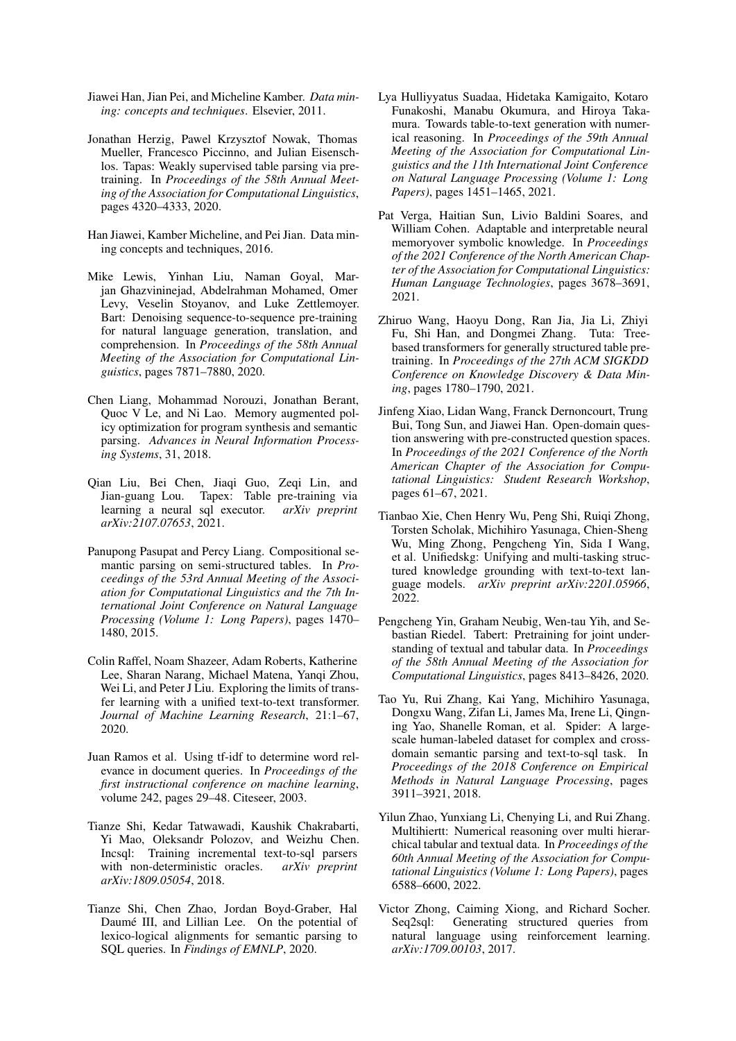Jiawei Han, Jian Pei, and Micheline Kamber. *Data mining: concepts and techniques*. Elsevier, 2011.

Jonathan Herzig, Pawel Krzysztof Nowak, Thomas Mueller, Francesco Piccinno, and Julian Eisenschlos. Tapas: Weakly supervised table parsing via pre-training. In *Proceedings of the 58th Annual Meeting of the Association for Computational Linguistics*, pages 4320–4333, 2020.

Han Jiawei, Kamber Micheline, and Pei Jian. Data mining concepts and techniques, 2016.

Mike Lewis, Yinhan Liu, Naman Goyal, Marjan Ghazvininejad, Abdelrahman Mohamed, Omer Levy, Veselin Stoyanov, and Luke Zettlemoyer. Bart: Denoising sequence-to-sequence pre-training for natural language generation, translation, and comprehension. In *Proceedings of the 58th Annual Meeting of the Association for Computational Linguistics*, pages 7871–7880, 2020.

Chen Liang, Mohammad Norouzi, Jonathan Berant, Quoc V Le, and Ni Lao. Memory augmented policy optimization for program synthesis and semantic parsing. *Advances in Neural Information Processing Systems*, 31, 2018.

Qian Liu, Bei Chen, Jiaqi Guo, Zeqi Lin, and Jian-guang Lou. Tapex: Table pre-training via learning a neural sql executor. *arXiv preprint arXiv:2107.07653*, 2021.

Panupong Pasupat and Percy Liang. Compositional semantic parsing on semi-structured tables. In *Proceedings of the 53rd Annual Meeting of the Association for Computational Linguistics and the 7th International Joint Conference on Natural Language Processing (Volume 1: Long Papers)*, pages 1470–1480, 2015.

Colin Raffel, Noam Shazeer, Adam Roberts, Katherine Lee, Sharan Narang, Michael Matena, Yanqi Zhou, Wei Li, and Peter J Liu. Exploring the limits of transfer learning with a unified text-to-text transformer. *Journal of Machine Learning Research*, 21:1–67, 2020.

Juan Ramos et al. Using tf-idf to determine word relevance in document queries. In *Proceedings of the first instructional conference on machine learning*, volume 242, pages 29–48. Citeseer, 2003.

Tianze Shi, Kedar Tatwawadi, Kaushik Chakrabarti, Yi Mao, Oleksandr Polozov, and Weizhu Chen. Incsql: Training incremental text-to-sql parsers with non-deterministic oracles. *arXiv preprint arXiv:1809.05054*, 2018.

Tianze Shi, Chen Zhao, Jordan Boyd-Graber, Hal Daumé III, and Lillian Lee. On the potential of lexico-logical alignments for semantic parsing to SQL queries. In *Findings of EMNLP*, 2020.

Lya Hulliyyatus Suadaa, Hidetaka Kamigaito, Kotaro Funakoshi, Manabu Okumura, and Hiroya Takamura. Towards table-to-text generation with numerical reasoning. In *Proceedings of the 59th Annual Meeting of the Association for Computational Linguistics and the 11th International Joint Conference on Natural Language Processing (Volume 1: Long Papers)*, pages 1451–1465, 2021.

Pat Verga, Haitian Sun, Livio Baldini Soares, and William Cohen. Adaptable and interpretable neural memoryover symbolic knowledge. In *Proceedings of the 2021 Conference of the North American Chapter of the Association for Computational Linguistics: Human Language Technologies*, pages 3678–3691, 2021.

Zhiruo Wang, Haoyu Dong, Ran Jia, Jia Li, Zhiyi Fu, Shi Han, and Dongmei Zhang. Tuta: Tree-based transformers for generally structured table pre-training. In *Proceedings of the 27th ACM SIGKDD Conference on Knowledge Discovery & Data Mining*, pages 1780–1790, 2021.

Jinfeng Xiao, Lidan Wang, Franck Dernoncourt, Trung Bui, Tong Sun, and Jiawei Han. Open-domain question answering with pre-constructed question spaces. In *Proceedings of the 2021 Conference of the North American Chapter of the Association for Computational Linguistics: Student Research Workshop*, pages 61–67, 2021.

Tianbao Xie, Chen Henry Wu, Peng Shi, Ruiqi Zhong, Torsten Scholak, Michihiro Yasunaga, Chien-Sheng Wu, Ming Zhong, Pengcheng Yin, Sida I Wang, et al. Unifiedskg: Unifying and multi-tasking structured knowledge grounding with text-to-text language models. *arXiv preprint arXiv:2201.05966*, 2022.

Pengcheng Yin, Graham Neubig, Wen-tau Yih, and Sebastian Riedel. Tabert: Pretraining for joint understanding of textual and tabular data. In *Proceedings of the 58th Annual Meeting of the Association for Computational Linguistics*, pages 8413–8426, 2020.

Tao Yu, Rui Zhang, Kai Yang, Michihiro Yasunaga, Dongxu Wang, Zifan Li, James Ma, Irene Li, Qingning Yao, Shanelle Roman, et al. Spider: A large-scale human-labeled dataset for complex and cross-domain semantic parsing and text-to-sql task. In *Proceedings of the 2018 Conference on Empirical Methods in Natural Language Processing*, pages 3911–3921, 2018.

Yilun Zhao, Yunxiang Li, Chenying Li, and Rui Zhang. Multihiertt: Numerical reasoning over multi hierarchical tabular and textual data. In *Proceedings of the 60th Annual Meeting of the Association for Computational Linguistics (Volume 1: Long Papers)*, pages 6588–6600, 2022.

Victor Zhong, Caiming Xiong, and Richard Socher. Seq2sql: Generating structured queries from natural language using reinforcement learning. *arXiv:1709.00103*, 2017.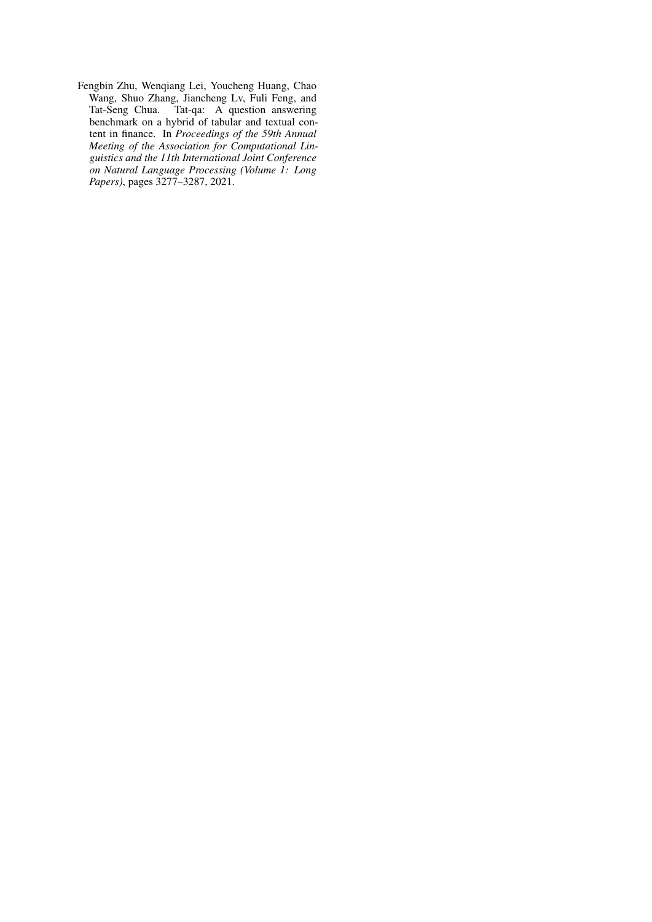Fengbin Zhu, Wenqiang Lei, Youcheng Huang, Chao Wang, Shuo Zhang, Jiancheng Lv, Fuli Feng, and Tat-Seng Chua. Tat-qa: A question answering benchmark on a hybrid of tabular and textual content in finance. In *Proceedings of the 59th Annual Meeting of the Association for Computational Linguistics and the 11th International Joint Conference on Natural Language Processing (Volume 1: Long Papers)*, pages 3277–3287, 2021.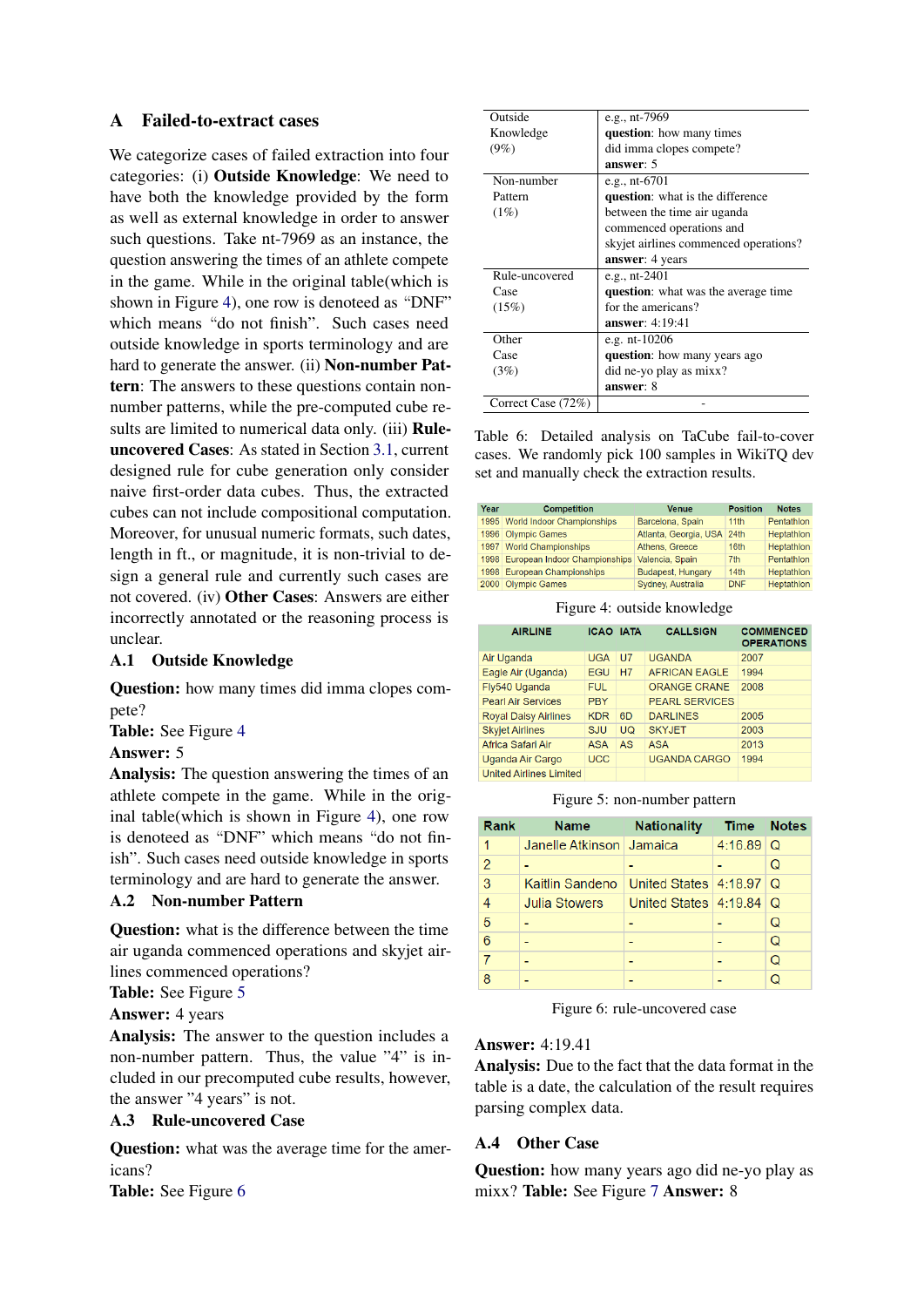# A Failed-to-extract cases

We categorize cases of failed extraction into four categories: (i) **Outside Knowledge**: We need to have both the knowledge provided by the form as well as external knowledge in order to answer such questions. Take nt-7969 as an instance, the question answering the times of an athlete compete in the game. While in the original table(which is shown in Figure 4), one row is denoteed as "DNF" which means "do not finish". Such cases need outside knowledge in sports terminology and are hard to generate the answer. (ii) **Non-number Pattern**: The answers to these questions contain non-number patterns, while the pre-computed cube results are limited to numerical data only. (iii) **Rule-uncovered Cases**: As stated in Section 3.1, current designed rule for cube generation only consider naive first-order data cubes. Thus, the extracted cubes can not include compositional computation. Moreover, for unusual numeric formats, such dates, length in ft., or magnitude, it is non-trivial to design a general rule and currently such cases are not covered. (iv) **Other Cases**: Answers are either incorrectly annotated or the reasoning process is unclear.

## A.1 Outside Knowledge

**Question:** how many times did imma clopes compete?
**Table:** See Figure 4
**Answer:** 5
**Analysis:** The question answering the times of an athlete compete in the game. While in the original table(which is shown in Figure 4), one row is denoted as "DNF" which means "do not finish". Such cases need outside knowledge in sports terminology and are hard to generate the answer.

## A.2 Non-number Pattern

**Question:** what is the difference between the time air uganda commenced operations and skyjet airlines commenced operations?
**Table:** See Figure 5
**Answer:** 4 years
**Analysis:** The answer to the question includes a non-number pattern. Thus, the value "4" is included in our precomputed cube results, however, the answer "4 years" is not.

## A.3 Rule-uncovered Case

**Question:** what was the average time for the americans?
**Table:** See Figure 6

| | |
|---|---|
| Outside Knowledge (9%) | e.g., nt-7969 **question**: how many times did imma clopes compete? **answer**: 5 |
| Non-number Pattern (1%) | e.g., nt-6701 **question**: what is the difference between the time air uganda commenced operations and skyjet airlines commenced operations? **answer**: 4 years |
| Rule-uncovered Case (15%) | e.g., nt-2401 **question**: what was the average time for the americans? **answer**: 4:19:41 |
| Other Case (3%) | e.g. nt-10206 **question**: how many years ago did ne-yo play as mixx? **answer**: 8 |
| Correct Case (72%) | - |

Table 6: Detailed analysis on TaCube fail-to-cover cases. We randomly pick 100 samples in WikiTQ dev set and manually check the extraction results.

| Year | Competition | Venue | Position | Notes |
|---|---|---|---|---|
| 1995 | World Indoor Championships | Barcelona, Spain | 11th | Pentathlon |
| 1996 | Olympic Games | Atlanta, Georgia, USA | 24th | Heptathlon |
| 1997 | World Championships | Athens, Greece | 16th | Heptathlon |
| 1998 | European Indoor Championships | Valencia, Spain | 7th | Pentathlon |
| 1998 | European Championships | Budapest, Hungary | 14th | Heptathlon |
| 2000 | Olympic Games | Sydney, Australia | DNF | Heptathlon |

Figure 4: outside knowledge

| AIRLINE | ICAO | IATA | CALLSIGN | COMMENCED OPERATIONS |
|---|---|---|---|---|
| Air Uganda | UGA | U7 | UGANDA | 2007 |
| Eagle Air (Uganda) | EGU | H7 | AFRICAN EAGLE | 1994 |
| Fly540 Uganda | FUL | | ORANGE CRANE | 2008 |
| Pearl Air Services | PBY | | PEARL SERVICES | |
| Royal Daisy Airlines | KDR | 6D | DARLINES | 2005 |
| Skyjet Airlines | SJU | UQ | SKYJET | 2003 |
| Africa Safari Air | ASA | AS | ASA | 2013 |
| Uganda Air Cargo | UCC | | UGANDA CARGO | 1994 |
| United Airlines Limited | | | | |

Figure 5: non-number pattern

| Rank | Name | Nationality | Time | Notes |
|---|---|---|---|---|
| 1 | Janelle Atkinson | Jamaica | 4:16.89 | Q |
| 2 | - | - | - | Q |
| 3 | Kaitlin Sandeno | United States | 4:18.97 | Q |
| 4 | Julia Stowers | United States | 4:19.84 | Q |
| 5 | - | - | - | Q |
| 6 | - | - | - | Q |
| 7 | - | - | - | Q |
| 8 | - | - | - | Q |

Figure 6: rule-uncovered case

**Answer:** 4:19.41
**Analysis:** Due to the fact that the data format in the table is a date, the calculation of the result requires parsing complex data.

## A.4 Other Case

**Question:** how many years ago did ne-yo play as mixx? **Table:** See Figure 7 **Answer:** 8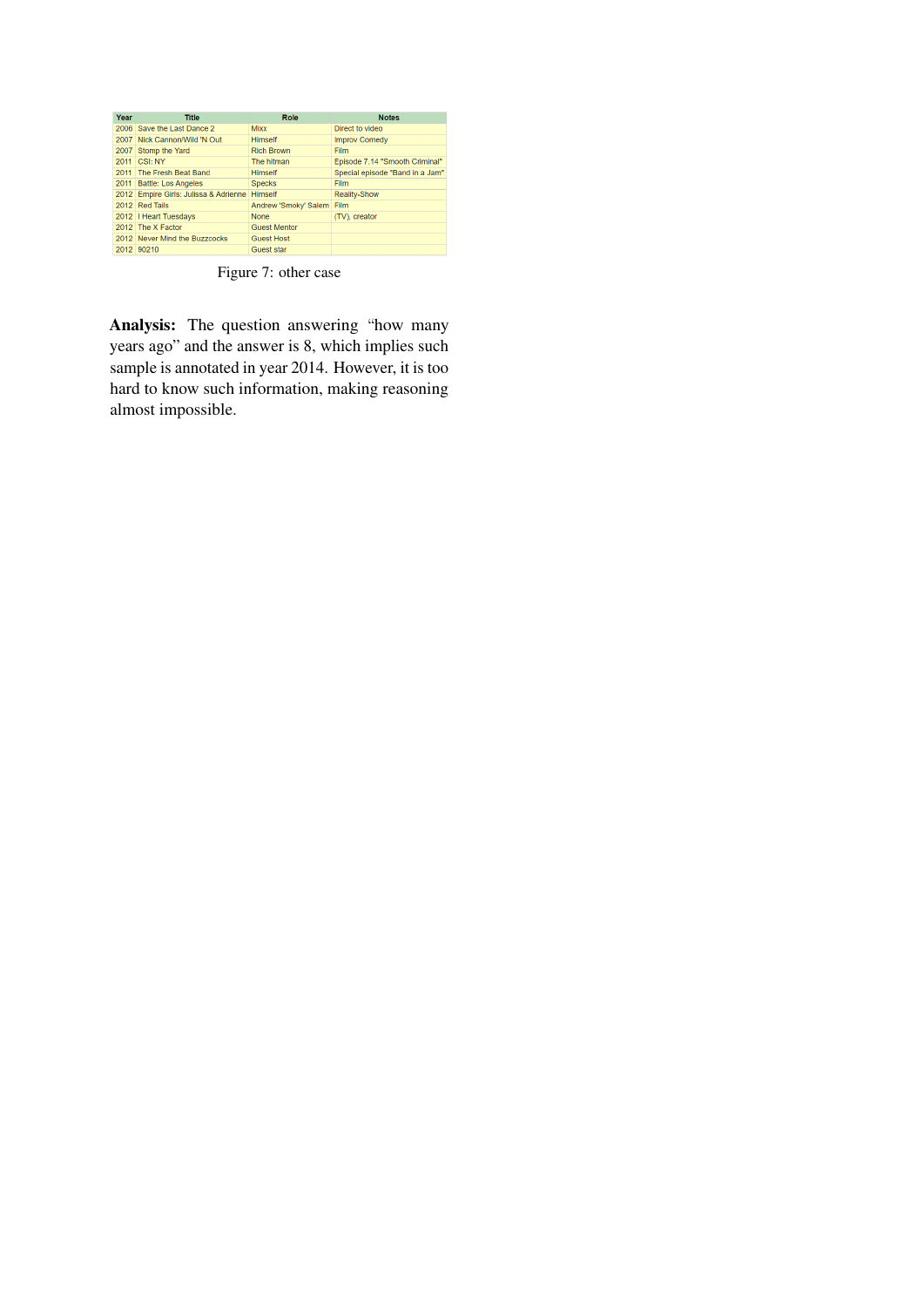| Year | Title | Role | Notes |
|---|---|---|---|
| 2006 | Save the Last Dance 2 | Mixx | Direct to video |
| 2007 | Nick Cannon/Wild 'N Out | Himself | Improv Comedy |
| 2007 | Stomp the Yard | Rich Brown | Film |
| 2011 | CSI: NY | The hitman | Episode 7.14 "Smooth Criminal" |
| 2011 | The Fresh Beat Band | Himself | Special episode "Band in a Jam" |
| 2011 | Battle: Los Angeles | Specks | Film |
| 2012 | Empire Girls: Julissa & Adrienne | Himself | Reality-Show |
| 2012 | Red Tails | Andrew 'Smoky' Salem | Film |
| 2012 | I Heart Tuesdays | None | (TV), creator |
| 2012 | The X Factor | Guest Mentor | |
| 2012 | Never Mind the Buzzcocks | Guest Host | |
| 2012 | 90210 | Guest star | |

Figure 7: other case

**Analysis:** The question answering "how many years ago" and the answer is 8, which implies such sample is annotated in year 2014. However, it is too hard to know such information, making reasoning almost impossible.